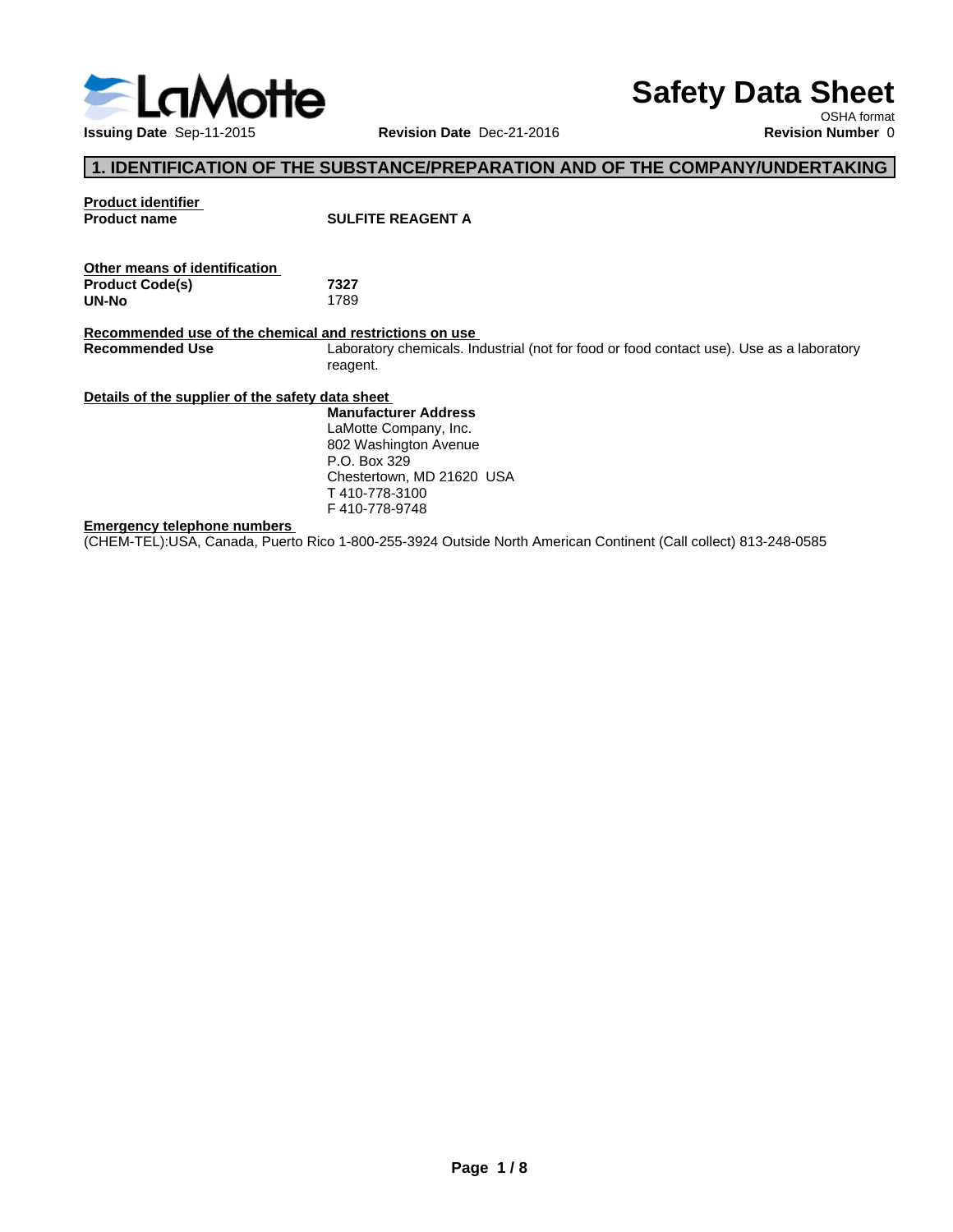LaMotte

# Safety Data Sheet

OSHA format

**Issuing Date** Sep-11-2015 **Revision Date** Dec-21-2016 **Revision Number** 0

## 1. IDENTIFICATION OF THE SUBSTANCE/PREPARATION AND OF THE COMPANY/UNDERTAKING

**Product identifier**

**Product name** **SULFITE REAGENT A**

**Other means of identification**

**Product Code(s)** **7327**

**UN-No** 1789

**Recommended use of the chemical and restrictions on use**

**Recommended Use** Laboratory chemicals. Industrial (not for food or food contact use). Use as a laboratory reagent.

**Details of the supplier of the safety data sheet**

**Manufacturer Address**
LaMotte Company, Inc.
802 Washington Avenue
P.O. Box 329
Chestertown, MD 21620 USA
T 410-778-3100
F 410-778-9748

**Emergency telephone numbers**

(CHEM-TEL):USA, Canada, Puerto Rico 1-800-255-3924 Outside North American Continent (Call collect) 813-248-0585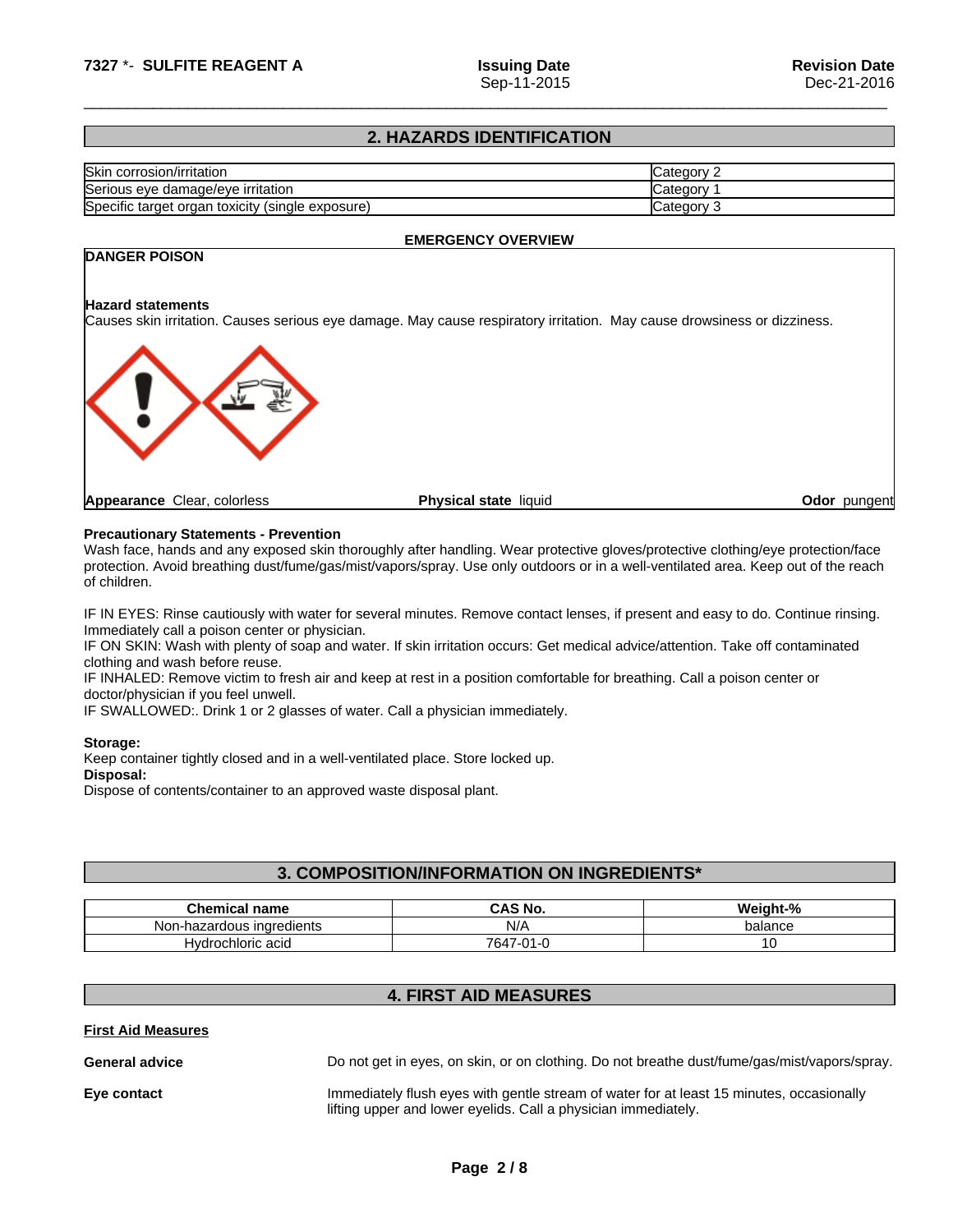## 2. HAZARDS IDENTIFICATION

| | |
|---|---|
| Skin corrosion/irritation | Category 2 |
| Serious eye damage/eye irritation | Category 1 |
| Specific target organ toxicity (single exposure) | Category 3 |

**EMERGENCY OVERVIEW**

**DANGER POISON**

**Hazard statements**

Causes skin irritation. Causes serious eye damage. May cause respiratory irritation. May cause drowsiness or dizziness.

**Appearance** Clear, colorless **Physical state** liquid **Odor** pungent

**Precautionary Statements - Prevention**

Wash face, hands and any exposed skin thoroughly after handling. Wear protective gloves/protective clothing/eye protection/face protection. Avoid breathing dust/fume/gas/mist/vapors/spray. Use only outdoors or in a well-ventilated area. Keep out of the reach of children.

IF IN EYES: Rinse cautiously with water for several minutes. Remove contact lenses, if present and easy to do. Continue rinsing. Immediately call a poison center or physician.
IF ON SKIN: Wash with plenty of soap and water. If skin irritation occurs: Get medical advice/attention. Take off contaminated clothing and wash before reuse.
IF INHALED: Remove victim to fresh air and keep at rest in a position comfortable for breathing. Call a poison center or doctor/physician if you feel unwell.
IF SWALLOWED:. Drink 1 or 2 glasses of water. Call a physician immediately.

**Storage:**
Keep container tightly closed and in a well-ventilated place. Store locked up.
**Disposal:**
Dispose of contents/container to an approved waste disposal plant.

## 3. COMPOSITION/INFORMATION ON INGREDIENTS*

| Chemical name | CAS No. | Weight-% |
|---|---|---|
| Non-hazardous ingredients | N/A | balance |
| Hydrochloric acid | 7647-01-0 | 10 |

## 4. FIRST AID MEASURES

**First Aid Measures**

**General advice** Do not get in eyes, on skin, or on clothing. Do not breathe dust/fume/gas/mist/vapors/spray.

**Eye contact** Immediately flush eyes with gentle stream of water for at least 15 minutes, occasionally lifting upper and lower eyelids. Call a physician immediately.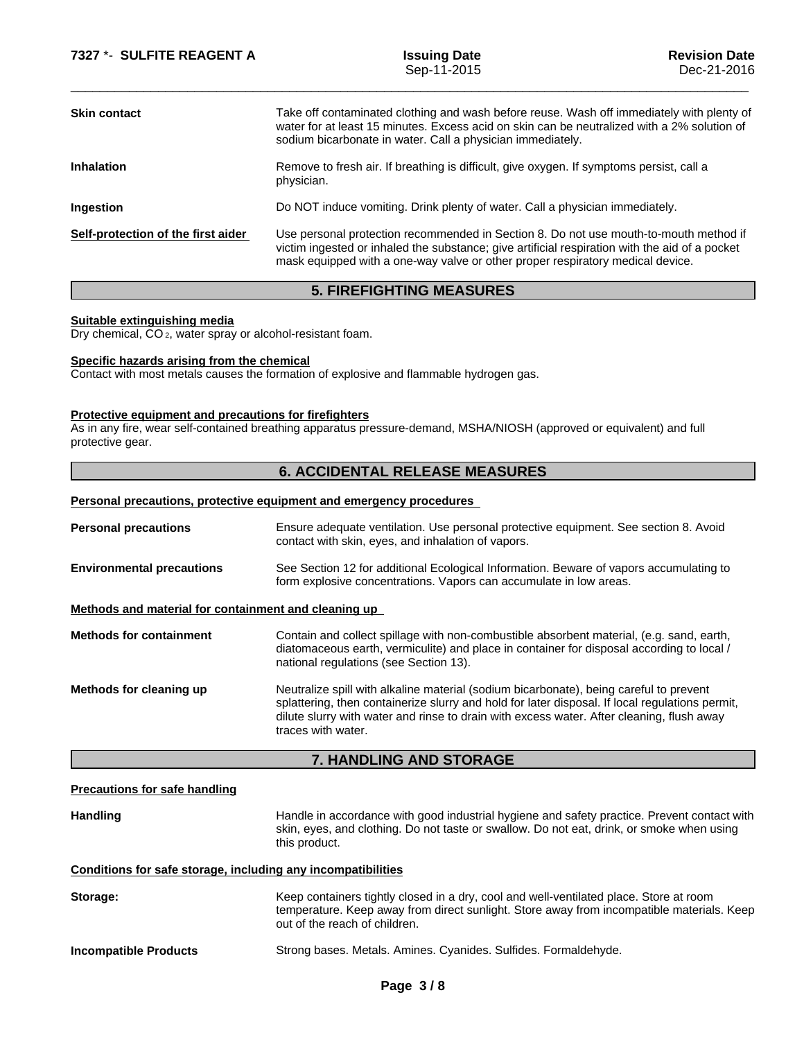**Skin contact**

Take off contaminated clothing and wash before reuse. Wash off immediately with plenty of water for at least 15 minutes. Excess acid on skin can be neutralized with a 2% solution of sodium bicarbonate in water. Call a physician immediately.

**Inhalation**

Remove to fresh air. If breathing is difficult, give oxygen. If symptoms persist, call a physician.

**Ingestion**

Do NOT induce vomiting. Drink plenty of water. Call a physician immediately.

**Self-protection of the first aider**

Use personal protection recommended in Section 8. Do not use mouth-to-mouth method if victim ingested or inhaled the substance; give artificial respiration with the aid of a pocket mask equipped with a one-way valve or other proper respiratory medical device.

## 5. FIREFIGHTING MEASURES

**Suitable extinguishing media**

Dry chemical, $CO_2$, water spray or alcohol-resistant foam.

**Specific hazards arising from the chemical**

Contact with most metals causes the formation of explosive and flammable hydrogen gas.

**Protective equipment and precautions for firefighters**

As in any fire, wear self-contained breathing apparatus pressure-demand, MSHA/NIOSH (approved or equivalent) and full protective gear.

## 6. ACCIDENTAL RELEASE MEASURES

**Personal precautions, protective equipment and emergency procedures**

**Personal precautions**

Ensure adequate ventilation. Use personal protective equipment. See section 8. Avoid contact with skin, eyes, and inhalation of vapors.

**Environmental precautions**

See Section 12 for additional Ecological Information. Beware of vapors accumulating to form explosive concentrations. Vapors can accumulate in low areas.

**Methods and material for containment and cleaning up**

**Methods for containment**

Contain and collect spillage with non-combustible absorbent material, (e.g. sand, earth, diatomaceous earth, vermiculite) and place in container for disposal according to local / national regulations (see Section 13).

**Methods for cleaning up**

Neutralize spill with alkaline material (sodium bicarbonate), being careful to prevent splattering, then containerize slurry and hold for later disposal. If local regulations permit, dilute slurry with water and rinse to drain with excess water. After cleaning, flush away traces with water.

## 7. HANDLING AND STORAGE

**Precautions for safe handling**

**Handling**

Handle in accordance with good industrial hygiene and safety practice. Prevent contact with skin, eyes, and clothing. Do not taste or swallow. Do not eat, drink, or smoke when using this product.

**Conditions for safe storage, including any incompatibilities**

**Storage:**

Keep containers tightly closed in a dry, cool and well-ventilated place. Store at room temperature. Keep away from direct sunlight. Store away from incompatible materials. Keep out of the reach of children.

**Incompatible Products**

Strong bases. Metals. Amines. Cyanides. Sulfides. Formaldehyde.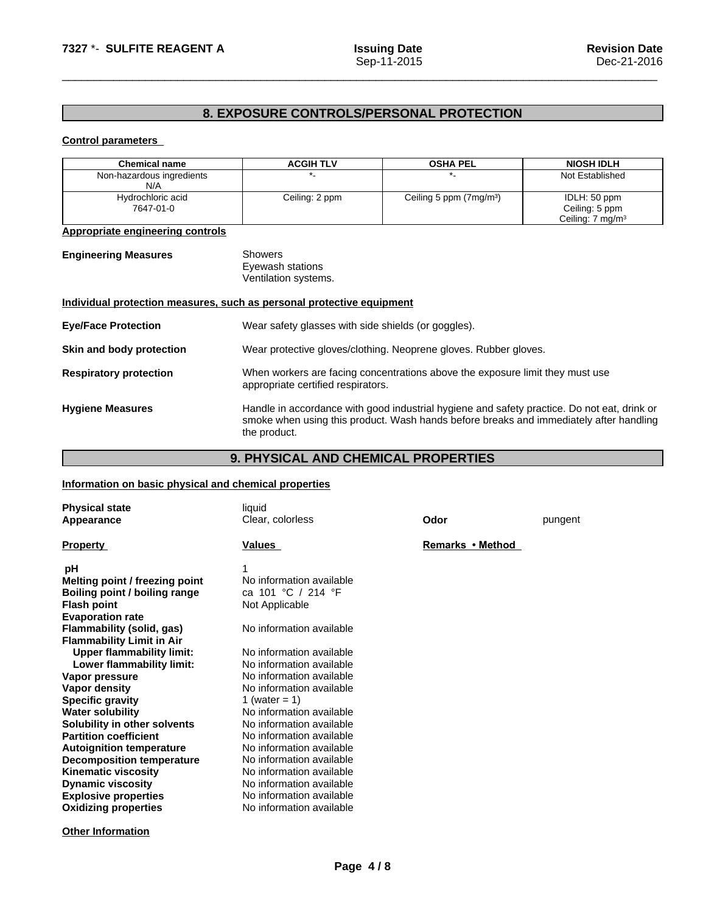## 8. EXPOSURE CONTROLS/PERSONAL PROTECTION

**Control parameters**

| Chemical name | ACGIH TLV | OSHA PEL | NIOSH IDLH |
|---|---|---|---|
| Non-hazardous ingredients N/A | *- | *- | Not Established |
| Hydrochloric acid 7647-01-0 | Ceiling: 2 ppm | Ceiling 5 ppm (7mg/m³) | IDLH: 50 ppm Ceiling: 5 ppm Ceiling: 7 mg/m³ |

**Appropriate engineering controls**

**Engineering Measures**

Showers
Eyewash stations
Ventilation systems.

**Individual protection measures, such as personal protective equipment**

**Eye/Face Protection** Wear safety glasses with side shields (or goggles).

**Skin and body protection** Wear protective gloves/clothing. Neoprene gloves. Rubber gloves.

**Respiratory protection** When workers are facing concentrations above the exposure limit they must use appropriate certified respirators.

**Hygiene Measures** Handle in accordance with good industrial hygiene and safety practice. Do not eat, drink or smoke when using this product. Wash hands before breaks and immediately after handling the product.

## 9. PHYSICAL AND CHEMICAL PROPERTIES

**Information on basic physical and chemical properties**

**Physical state** liquid
**Appearance** Clear, colorless
**Odor** pungent

| Property | Values | Remarks • Method |
|---|---|---|
| **pH** | 1 | |
| **Melting point / freezing point** | No information available | |
| **Boiling point / boiling range** | ca 101 °C / 214 °F | |
| **Flash point** | Not Applicable | |
| **Evaporation rate** | | |
| **Flammability (solid, gas)** | No information available | |
| **Flammability Limit in Air** | | |
| **Upper flammability limit:** | No information available | |
| **Lower flammability limit:** | No information available | |
| **Vapor pressure** | No information available | |
| **Vapor density** | No information available | |
| **Specific gravity** | 1 (water = 1) | |
| **Water solubility** | No information available | |
| **Solubility in other solvents** | No information available | |
| **Partition coefficient** | No information available | |
| **Autoignition temperature** | No information available | |
| **Decomposition temperature** | No information available | |
| **Kinematic viscosity** | No information available | |
| **Dynamic viscosity** | No information available | |
| **Explosive properties** | No information available | |
| **Oxidizing properties** | No information available | |

**Other Information**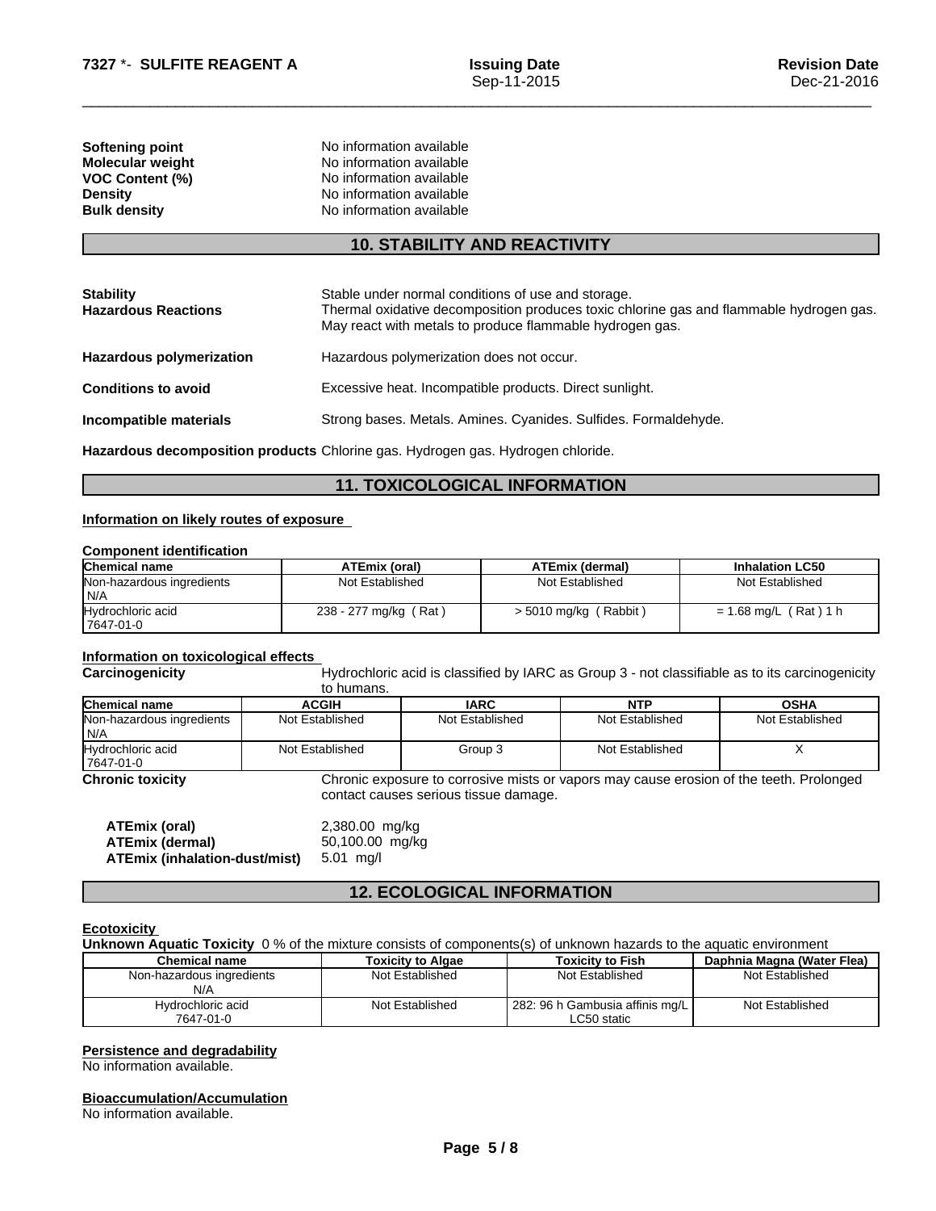| | |
|---|---|
| **Softening point** | No information available |
| **Molecular weight** | No information available |
| **VOC Content (%)** | No information available |
| **Density** | No information available |
| **Bulk density** | No information available |

## 10. STABILITY AND REACTIVITY

**Stability** Stable under normal conditions of use and storage.

**Hazardous Reactions** Thermal oxidative decomposition produces toxic chlorine gas and flammable hydrogen gas. May react with metals to produce flammable hydrogen gas.

**Hazardous polymerization** Hazardous polymerization does not occur.

**Conditions to avoid** Excessive heat. Incompatible products. Direct sunlight.

**Incompatible materials** Strong bases. Metals. Amines. Cyanides. Sulfides. Formaldehyde.

**Hazardous decomposition products** Chlorine gas. Hydrogen gas. Hydrogen chloride.

## 11. TOXICOLOGICAL INFORMATION

**Information on likely routes of exposure**

**Component identification**

| Chemical name | ATEmix (oral) | ATEmix (dermal) | Inhalation LC50 |
|---|---|---|---|
| Non-hazardous ingredients N/A | Not Established | Not Established | Not Established |
| Hydrochloric acid 7647-01-0 | 238 - 277 mg/kg ( Rat ) | > 5010 mg/kg ( Rabbit ) | = 1.68 mg/L ( Rat ) 1 h |

**Information on toxicological effects**

**Carcinogenicity** Hydrochloric acid is classified by IARC as Group 3 - not classifiable as to its carcinogenicity to humans.

| Chemical name | ACGIH | IARC | NTP | OSHA |
|---|---|---|---|---|
| Non-hazardous ingredients N/A | Not Established | Not Established | Not Established | Not Established |
| Hydrochloric acid 7647-01-0 | Not Established | Group 3 | Not Established | X |

**Chronic toxicity** Chronic exposure to corrosive mists or vapors may cause erosion of the teeth. Prolonged contact causes serious tissue damage.

| | |
|---|---|
| **ATEmix (oral)** | 2,380.00 mg/kg |
| **ATEmix (dermal)** | 50,100.00 mg/kg |
| **ATEmix (inhalation-dust/mist)** | 5.01 mg/l |

## 12. ECOLOGICAL INFORMATION

**Ecotoxicity**

**Unknown Aquatic Toxicity** 0 % of the mixture consists of components(s) of unknown hazards to the aquatic environment

| Chemical name | Toxicity to Algae | Toxicity to Fish | Daphnia Magna (Water Flea) |
|---|---|---|---|
| Non-hazardous ingredients N/A | Not Established | Not Established | Not Established |
| Hydrochloric acid 7647-01-0 | Not Established | 282: 96 h Gambusia affinis mg/L LC50 static | Not Established |

**Persistence and degradability**

No information available.

**Bioaccumulation/Accumulation**

No information available.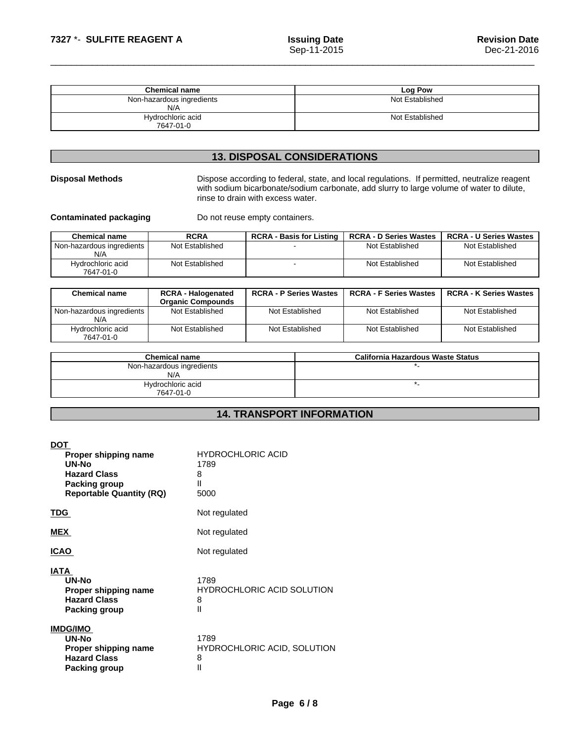| Chemical name | Log Pow |
| --- | --- |
| Non-hazardous ingredients<br>N/A | Not Established |
| Hydrochloric acid<br>7647-01-0 | Not Established |

## 13. DISPOSAL CONSIDERATIONS

**Disposal Methods**

Dispose according to federal, state, and local regulations. If permitted, neutralize reagent with sodium bicarbonate/sodium carbonate, add slurry to large volume of water to dilute, rinse to drain with excess water.

**Contaminated packaging**

Do not reuse empty containers.

| Chemical name | RCRA | RCRA - Basis for Listing | RCRA - D Series Wastes | RCRA - U Series Wastes |
| --- | --- | --- | --- | --- |
| Non-hazardous ingredients<br>N/A | Not Established | - | Not Established | Not Established |
| Hydrochloric acid<br>7647-01-0 | Not Established | - | Not Established | Not Established |

| Chemical name | RCRA - Halogenated Organic Compounds | RCRA - P Series Wastes | RCRA - F Series Wastes | RCRA - K Series Wastes |
| --- | --- | --- | --- | --- |
| Non-hazardous ingredients<br>N/A | Not Established | Not Established | Not Established | Not Established |
| Hydrochloric acid<br>7647-01-0 | Not Established | Not Established | Not Established | Not Established |

| Chemical name | California Hazardous Waste Status |
| --- | --- |
| Non-hazardous ingredients<br>N/A | *- |
| Hydrochloric acid<br>7647-01-0 | *- |

## 14. TRANSPORT INFORMATION

**DOT**

| | |
| --- | --- |
| **Proper shipping name** | HYDROCHLORIC ACID |
| **UN-No** | 1789 |
| **Hazard Class** | 8 |
| **Packing group** | II |
| **Reportable Quantity (RQ)** | 5000 |

**TDG** Not regulated

**MEX** Not regulated

**ICAO** Not regulated

**IATA**

| | |
| --- | --- |
| **UN-No** | 1789 |
| **Proper shipping name** | HYDROCHLORIC ACID SOLUTION |
| **Hazard Class** | 8 |
| **Packing group** | II |

**IMDG/IMO**

| | |
| --- | --- |
| **UN-No** | 1789 |
| **Proper shipping name** | HYDROCHLORIC ACID, SOLUTION |
| **Hazard Class** | 8 |
| **Packing group** | II |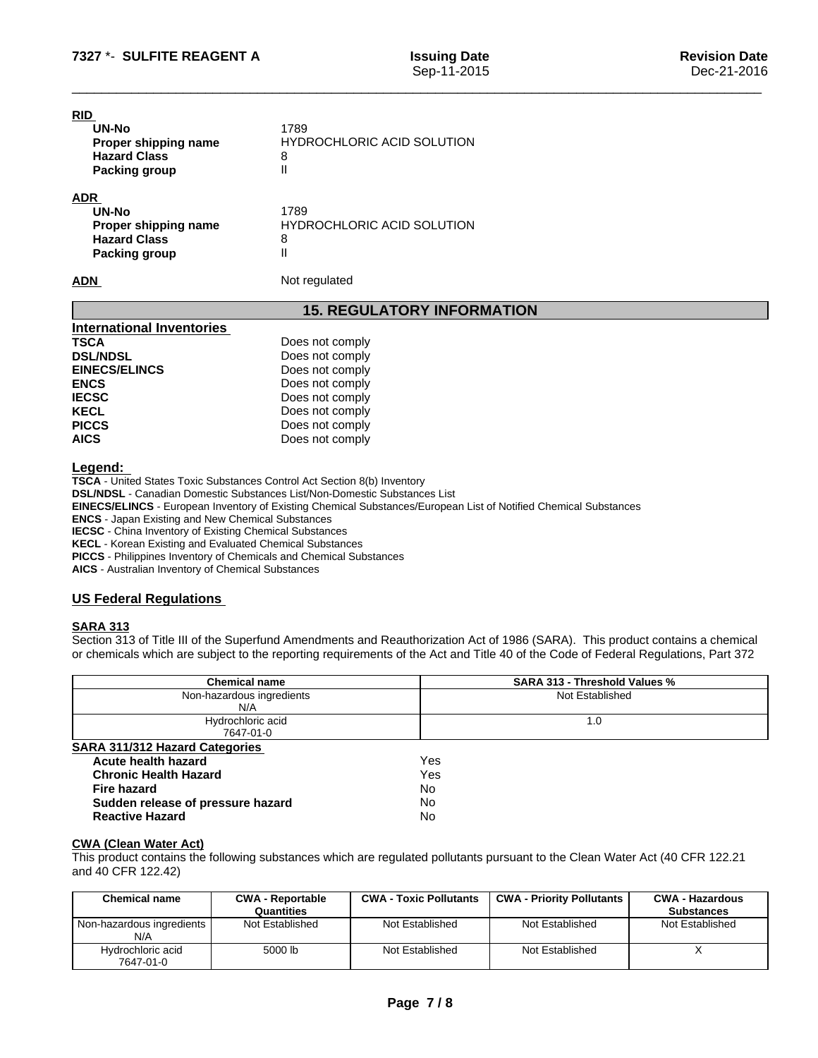**RID**

| | |
|---|---|
| **UN-No** | 1789 |
| **Proper shipping name** | HYDROCHLORIC ACID SOLUTION |
| **Hazard Class** | 8 |
| **Packing group** | II |

**ADR**

| | |
|---|---|
| **UN-No** | 1789 |
| **Proper shipping name** | HYDROCHLORIC ACID SOLUTION |
| **Hazard Class** | 8 |
| **Packing group** | II |

**ADN** Not regulated

## 15. REGULATORY INFORMATION

**International Inventories**

| | |
|---|---|
| **TSCA** | Does not comply |
| **DSL/NDSL** | Does not comply |
| **EINECS/ELINCS** | Does not comply |
| **ENCS** | Does not comply |
| **IECSC** | Does not comply |
| **KECL** | Does not comply |
| **PICCS** | Does not comply |
| **AICS** | Does not comply |

**Legend:**

**TSCA** - United States Toxic Substances Control Act Section 8(b) Inventory
**DSL/NDSL** - Canadian Domestic Substances List/Non-Domestic Substances List
**EINECS/ELINCS** - European Inventory of Existing Chemical Substances/European List of Notified Chemical Substances
**ENCS** - Japan Existing and New Chemical Substances
**IECSC** - China Inventory of Existing Chemical Substances
**KECL** - Korean Existing and Evaluated Chemical Substances
**PICCS** - Philippines Inventory of Chemicals and Chemical Substances
**AICS** - Australian Inventory of Chemical Substances

### US Federal Regulations

**SARA 313**

Section 313 of Title III of the Superfund Amendments and Reauthorization Act of 1986 (SARA). This product contains a chemical or chemicals which are subject to the reporting requirements of the Act and Title 40 of the Code of Federal Regulations, Part 372

| Chemical name | SARA 313 - Threshold Values % |
|---|---|
| Non-hazardous ingredients N/A | Not Established |
| Hydrochloric acid 7647-01-0 | 1.0 |

**SARA 311/312 Hazard Categories**

| | |
|---|---|
| **Acute health hazard** | Yes |
| **Chronic Health Hazard** | Yes |
| **Fire hazard** | No |
| **Sudden release of pressure hazard** | No |
| **Reactive Hazard** | No |

**CWA (Clean Water Act)**

This product contains the following substances which are regulated pollutants pursuant to the Clean Water Act (40 CFR 122.21 and 40 CFR 122.42)

| Chemical name | CWA - Reportable Quantities | CWA - Toxic Pollutants | CWA - Priority Pollutants | CWA - Hazardous Substances |
|---|---|---|---|---|
| Non-hazardous ingredients N/A | Not Established | Not Established | Not Established | Not Established |
| Hydrochloric acid 7647-01-0 | 5000 lb | Not Established | Not Established | X |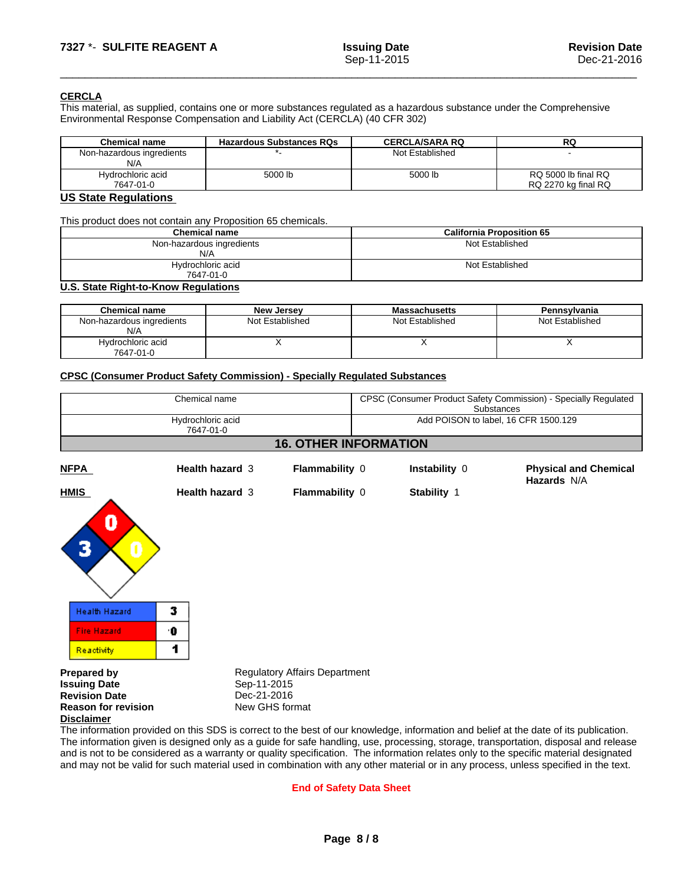### CERCLA

This material, as supplied, contains one or more substances regulated as a hazardous substance under the Comprehensive Environmental Response Compensation and Liability Act (CERCLA) (40 CFR 302)

| Chemical name | Hazardous Substances RQs | CERCLA/SARA RQ | RQ |
|---|---|---|---|
| Non-hazardous ingredients N/A | *- | Not Established | - |
| Hydrochloric acid 7647-01-0 | 5000 lb | 5000 lb | RQ 5000 lb final RQ RQ 2270 kg final RQ |

### US State Regulations

This product does not contain any Proposition 65 chemicals.

| Chemical name | California Proposition 65 |
|---|---|
| Non-hazardous ingredients N/A | Not Established |
| Hydrochloric acid 7647-01-0 | Not Established |

### U.S. State Right-to-Know Regulations

| Chemical name | New Jersey | Massachusetts | Pennsylvania |
|---|---|---|---|
| Non-hazardous ingredients N/A | Not Established | Not Established | Not Established |
| Hydrochloric acid 7647-01-0 | X | X | X |

### CPSC (Consumer Product Safety Commission) - Specially Regulated Substances

| Chemical name | CPSC (Consumer Product Safety Commission) - Specially Regulated Substances |
|---|---|
| Hydrochloric acid 7647-01-0 | Add POISON to label, 16 CFR 1500.129 |

## 16. OTHER INFORMATION

**NFPA** **Health hazard** 3 **Flammability** 0 **Instability** 0 **Physical and Chemical Hazards** N/A

**HMIS** **Health hazard** 3 **Flammability** 0 **Stability** 1

| | |
|---|---|
| Health Hazard | 3 |
| Fire Hazard | 0 |
| Reactivity | 1 |

**Prepared by** Regulatory Affairs Department
**Issuing Date** Sep-11-2015
**Revision Date** Dec-21-2016
**Reason for revision** New GHS format

**Disclaimer**

The information provided on this SDS is correct to the best of our knowledge, information and belief at the date of its publication. The information given is designed only as a guide for safe handling, use, processing, storage, transportation, disposal and release and is not to be considered as a warranty or quality specification. The information relates only to the specific material designated and may not be valid for such material used in combination with any other material or in any process, unless specified in the text.

**End of Safety Data Sheet**